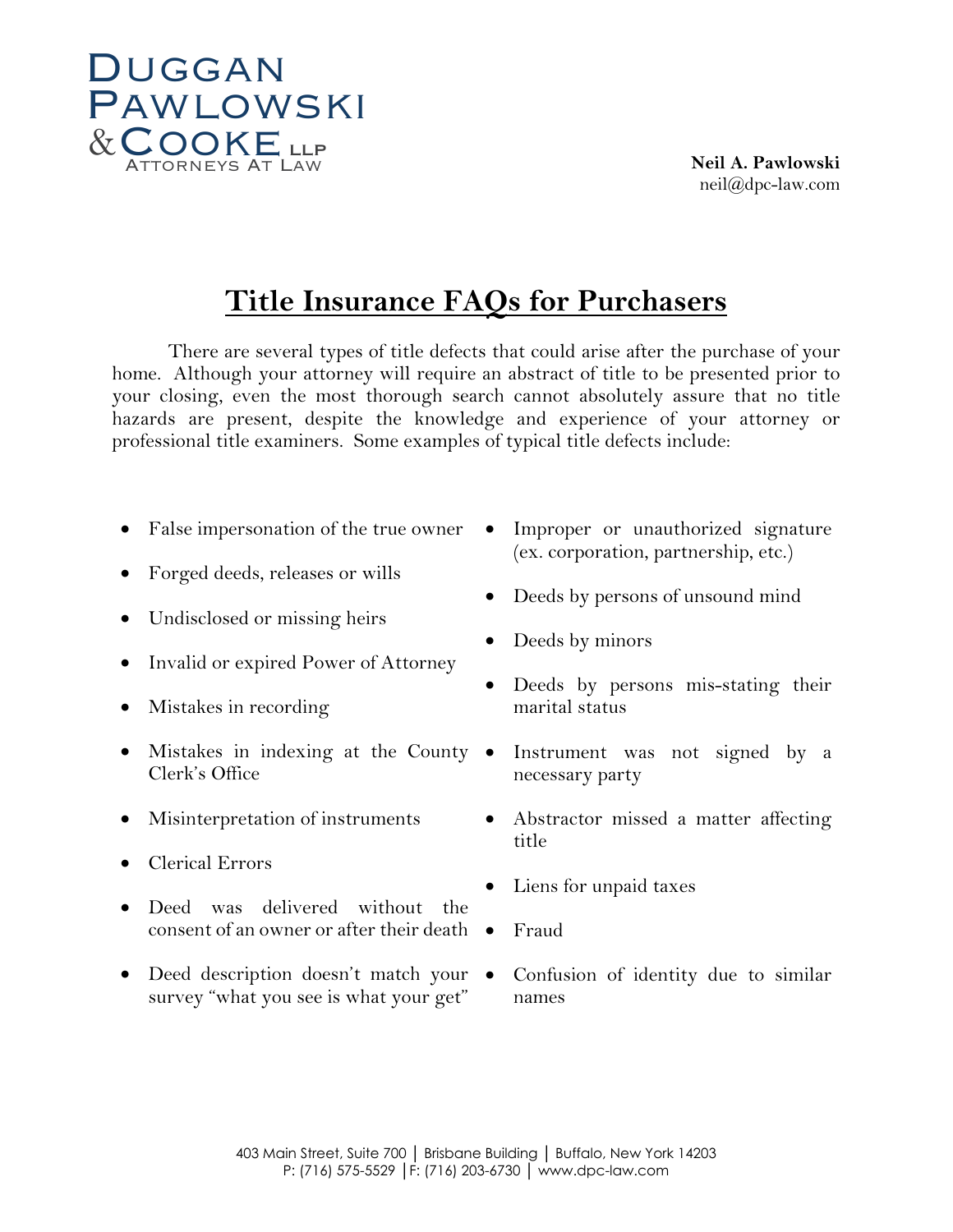Duggan Pawlowski & Cooke LLP
Attorneys At Law

**Neil A. Pawlowski**
neil@dpc-law.com

# Title Insurance FAQs for Purchasers

There are several types of title defects that could arise after the purchase of your home. Although your attorney will require an abstract of title to be presented prior to your closing, even the most thorough search cannot absolutely assure that no title hazards are present, despite the knowledge and experience of your attorney or professional title examiners. Some examples of typical title defects include:

- False impersonation of the true owner
- Forged deeds, releases or wills
- Undisclosed or missing heirs
- Invalid or expired Power of Attorney
- Mistakes in recording
- Mistakes in indexing at the County Clerk's Office
- Misinterpretation of instruments
- Clerical Errors
- Deed was delivered without the consent of an owner or after their death
- Deed description doesn't match your survey "what you see is what your get"
- Improper or unauthorized signature (ex. corporation, partnership, etc.)
- Deeds by persons of unsound mind
- Deeds by minors
- Deeds by persons mis-stating their marital status
- Instrument was not signed by a necessary party
- Abstractor missed a matter affecting title
- Liens for unpaid taxes
- Fraud
- Confusion of identity due to similar names

403 Main Street, Suite 700 | Brisbane Building | Buffalo, New York 14203
P: (716) 575-5529 | F: (716) 203-6730 | www.dpc-law.com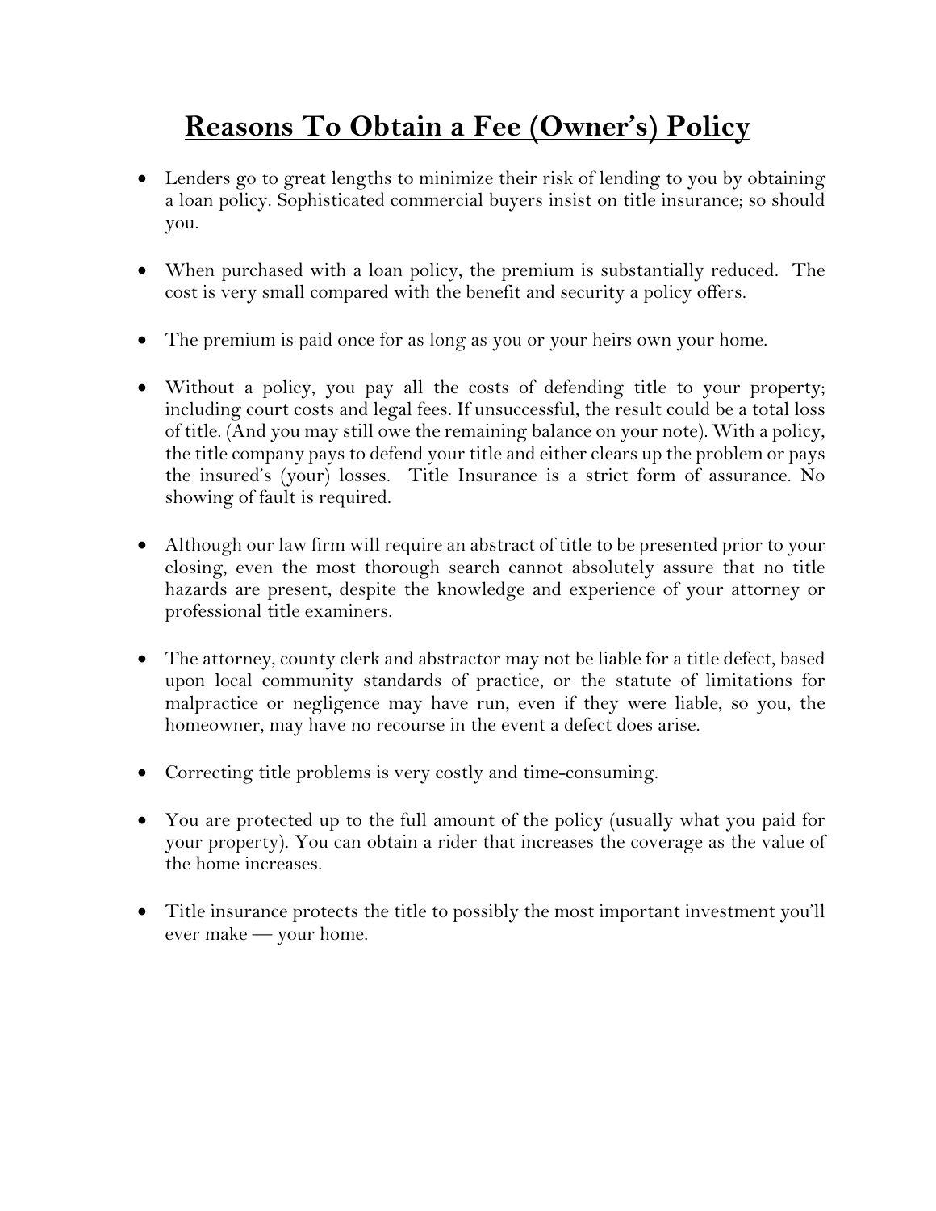# Reasons To Obtain a Fee (Owner's) Policy

- Lenders go to great lengths to minimize their risk of lending to you by obtaining a loan policy. Sophisticated commercial buyers insist on title insurance; so should you.

- When purchased with a loan policy, the premium is substantially reduced. The cost is very small compared with the benefit and security a policy offers.

- The premium is paid once for as long as you or your heirs own your home.

- Without a policy, you pay all the costs of defending title to your property; including court costs and legal fees. If unsuccessful, the result could be a total loss of title. (And you may still owe the remaining balance on your note). With a policy, the title company pays to defend your title and either clears up the problem or pays the insured's (your) losses. Title Insurance is a strict form of assurance. No showing of fault is required.

- Although our law firm will require an abstract of title to be presented prior to your closing, even the most thorough search cannot absolutely assure that no title hazards are present, despite the knowledge and experience of your attorney or professional title examiners.

- The attorney, county clerk and abstractor may not be liable for a title defect, based upon local community standards of practice, or the statute of limitations for malpractice or negligence may have run, even if they were liable, so you, the homeowner, may have no recourse in the event a defect does arise.

- Correcting title problems is very costly and time-consuming.

- You are protected up to the full amount of the policy (usually what you paid for your property). You can obtain a rider that increases the coverage as the value of the home increases.

- Title insurance protects the title to possibly the most important investment you'll ever make — your home.